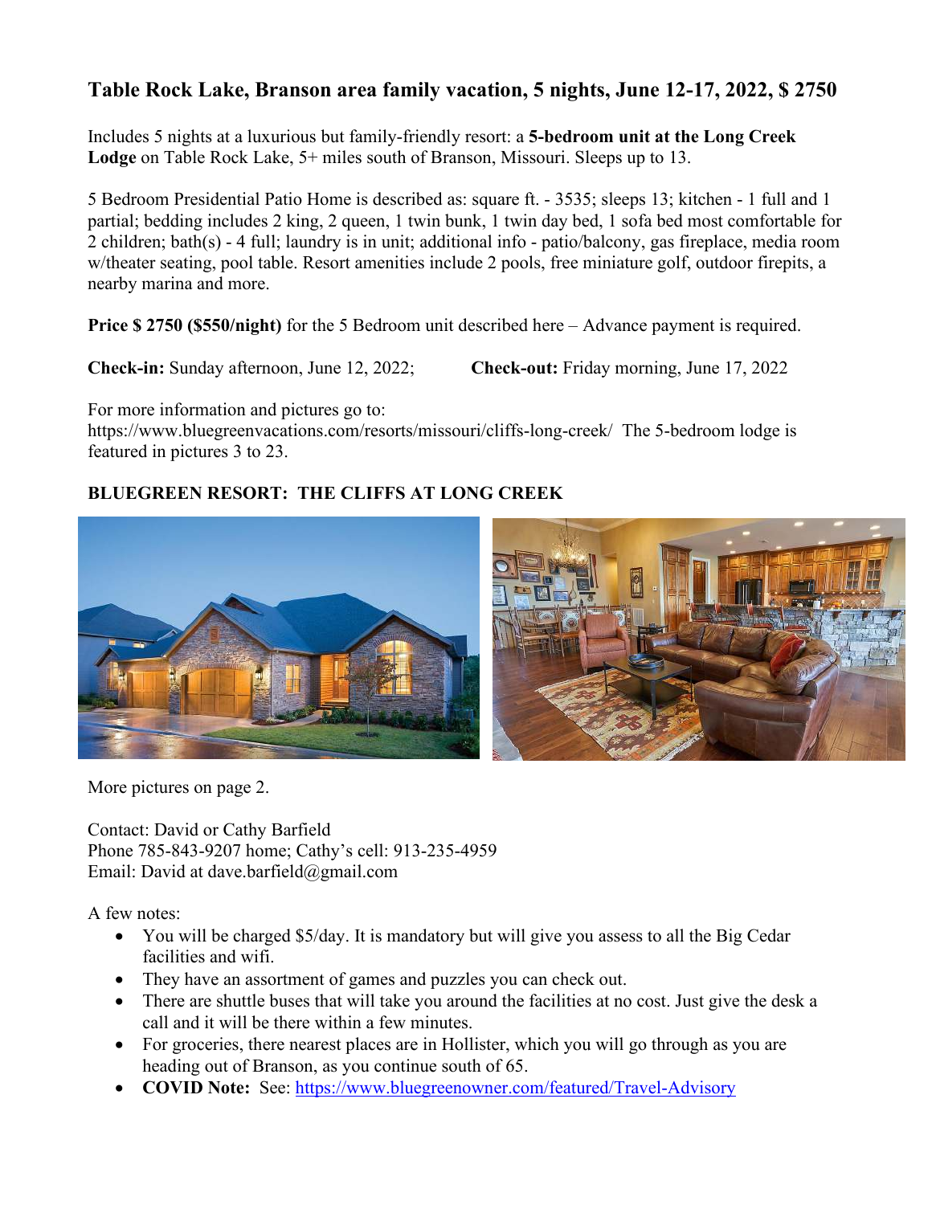# Table Rock Lake, Branson area family vacation, 5 nights, June 12-17, 2022, $ 2750

Includes 5 nights at a luxurious but family-friendly resort: a **5-bedroom unit at the Long Creek Lodge** on Table Rock Lake, 5+ miles south of Branson, Missouri. Sleeps up to 13.

5 Bedroom Presidential Patio Home is described as: square ft. - 3535; sleeps 13; kitchen - 1 full and 1 partial; bedding includes 2 king, 2 queen, 1 twin bunk, 1 twin day bed, 1 sofa bed most comfortable for 2 children; bath(s) - 4 full; laundry is in unit; additional info - patio/balcony, gas fireplace, media room w/theater seating, pool table. Resort amenities include 2 pools, free miniature golf, outdoor firepits, a nearby marina and more.

**Price $ 2750 ($550/night)** for the 5 Bedroom unit described here – Advance payment is required.

**Check-in:** Sunday afternoon, June 12, 2022; **Check-out:** Friday morning, June 17, 2022

For more information and pictures go to:
https://www.bluegreenvacations.com/resorts/missouri/cliffs-long-creek/ The 5-bedroom lodge is featured in pictures 3 to 23.

**BLUEGREEN RESORT: THE CLIFFS AT LONG CREEK**

More pictures on page 2.

Contact: David or Cathy Barfield
Phone 785-843-9207 home; Cathy's cell: 913-235-4959
Email: David at dave.barfield@gmail.com

A few notes:

- You will be charged $5/day. It is mandatory but will give you assess to all the Big Cedar facilities and wifi.
- They have an assortment of games and puzzles you can check out.
- There are shuttle buses that will take you around the facilities at no cost. Just give the desk a call and it will be there within a few minutes.
- For groceries, there nearest places are in Hollister, which you will go through as you are heading out of Branson, as you continue south of 65.
- **COVID Note:** See: https://www.bluegreenowner.com/featured/Travel-Advisory